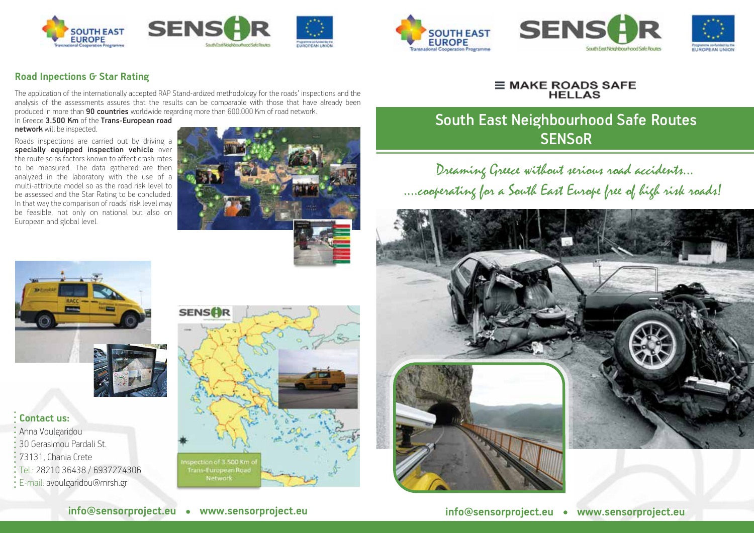## Road Inpections & Star Rating

The application of the internationally accepted RAP Stand-ardized methodology for the roads' inspections and the analysis of the assessments assures that the results can be comparable with those that have already been produced in more than **90 countries** worldwide regarding more than 600.000 Km of road network.

In Greece **3.500 Km** of the **Trans-European road network** will be inspected.

Roads inspections are carried out by driving a **specially equipped inspection vehicle** over the route so as factors known to affect crash rates to be measured. The data gathered are then analyzed in the laboratory with the use of a multi-attribute model so as the road risk level to be assessed and the Star Rating to be concluded. In that way the comparison of roads' risk level may be feasible, not only on national but also on European and global level.

Inspection of 3.500 Km of Trans-European Road Network

**Contact us:**

Anna Voulgaridou
30 Gerasimou Pardali St.
73131, Chania Crete
Tel.: 28210 36438 / 6937274306
E-mail: avoulgaridou@mrsh.gr

**info@sensorproject.eu • www.sensorproject.eu**

MAKE ROADS SAFE HELLAS

# South East Neighbourhood Safe Routes SENSoR

*Dreaming Greece without serious road accidents...*
*....cooperating for a South East Europe free of high risk roads!*

**info@sensorproject.eu • www.sensorproject.eu**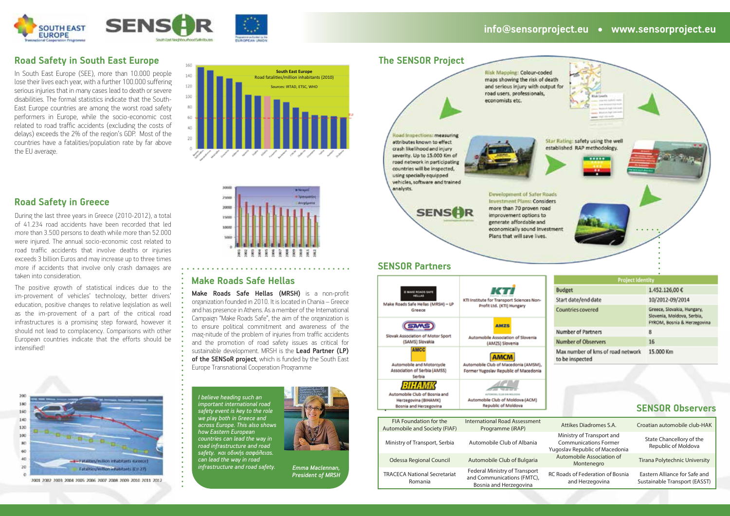info@sensorproject.eu • www.sensorproject.eu

## Road Safety in South East Europe

In South East Europe (SEE), more than 10.000 people lose their lives each year, with a further 100.000 suffering serious injuries that in many cases lead to death or severe disabilities. The formal statistics indicate that the South-East Europe countries are among the worst road safety performers in Europe, while the socio-economic cost related to road traffic accidents (excluding the costs of delays) exceeds the 2% of the region's GDP. Most of the countries have a fatalities/population rate by far above the EU average.

South East Europe
Road fatalities/million inhabitants (2010)
Sources: IRTAD, ETSC, WHO

## Road Safety in Greece

During the last three years in Greece (2010-2012), a total of 41.234 road accidents have been recorded that led more than 3.500 persons to death while more than 52.000 were injured. The annual socio-economic cost related to road traffic accidents that involve deaths or injuries exceeds 3 billion Euros and may increase up to three times more if accidents that involve only crash damages are taken into consideration.

The positive growth of statistical indices due to the im-provement of vehicles' technology, better drivers' education, positive changes to relative legislation as well as the im-provement of a part of the critical road infrastructures is a promising step forward, however it should not lead to complacency. Comparisons with other European countries indicate that the efforts should be intensified!

Fatalities/million inhabitants (Greece)
Fatalities/million inhabitants (EU 27)
2001 2002 2003 2004 2005 2006 2007 2008 2009 2010 2011 2012

## Make Roads Safe Hellas

**Make Roads Safe Hellas (MRSH)** is a non-profit organization founded in 2010. It is located in Chania – Greece and has presence in Athens. As a member of the International Campaign "Make Roads Safe", the aim of the organization is to ensure political commitment and awareness of the mag-nitude of the problem of injuries from traffic accidents and the promotion of road safety issues as critical for sustainable development. MRSH is the **Lead Partner (LP) of the SENSoR project**, which is funded by the South East Europe Transnational Cooperation Programme

*I believe heading such an important international road safety event is key to the role we play both in Greece and across Europe. This also shows how Eastern European countries can lead the way in road infrastructure and road safety. και οδικής ασφάλειας. can lead the way in road infrastructure and road safety.*

*Emma Maclennan, President of MRSH*

## The SENSOR Project

**Risk Mapping:** Colour-coded maps showing the risk of death and serious injury with output for road users, professionals, economists etc.

**Road Inspections:** measuring attributes known to effect crash likelihood and injury severity. Up to 15.000 Km of road network in participating countries will be inspected, using specially equipped vehicles, software and trained analysts.

**Star Rating:** safety using the well established RAP methodology.

**Development of Safer Roads Investment Plans:** Considers more than 70 proven road improvement options to generate affordable and economically sound Investment Plans that will save lives.

## SENSOR Partners

| | |
|---|---|
| Make Roads Safe Hellas (MRSH) – LP Greece | KTI Institute for Transport Sciences Non-Profit Ltd. (KTI) Hungary |
| Slovak Association of Motor Sport (SAMS) Slovakia | Automobile Association of Slovenia (AMZS) Slovenia |
| Automobile and Motorcycle Association of Serbia (AMSS) Serbia | Automobile Club of Macedonia (AMSM), Former Yugoslav Republic of Macedonia |
| Automobile Club of Bosnia and Herzegovina (BIHAMK) Bosnia and Herzegovina | Automobile Club of Moldova (ACM) Republic of Moldova |

| Project Identity | |
|---|---|
| Budget | 1.452.126,00 € |
| Start date/end date | 10/2012-09/2014 |
| Countries covered | Greece, Slovakia, Hungary, Slovenia, Moldova, Serbia, FYROM, Bosnia & Herzegovina |
| Number of Partners | 8 |
| Number of Observers | 16 |
| Max number of kms of road network to be inspected | 15.000 Km |

## SENSOR Observers

| | | | |
|---|---|---|---|
| FIA Foundation for the Automobile and Society (FIAF) | International Road Assessment Programme (iRAP) | Attikes Diadromes S.A. | Croatian automobile club-HAK |
| Ministry of Transport, Serbia | Automobile Club of Albania | Ministry of Transport and Communications Former Yugoslav Republic of Macedonia | State Chancellory of the Republic of Moldova |
| Odessa Regional Council | Automobile Club of Bulgaria | Automobile Association of Montenegro | Tirana Polytechnic University |
| TRACECA National Secretariat Romania | Federal Ministry of Transport and Communications (FMTC), Bosnia and Herzegovina | RC Roads of Federation of Bosnia and Herzegovina | Eastern Alliance for Safe and Sustainable Transport (EASST) |